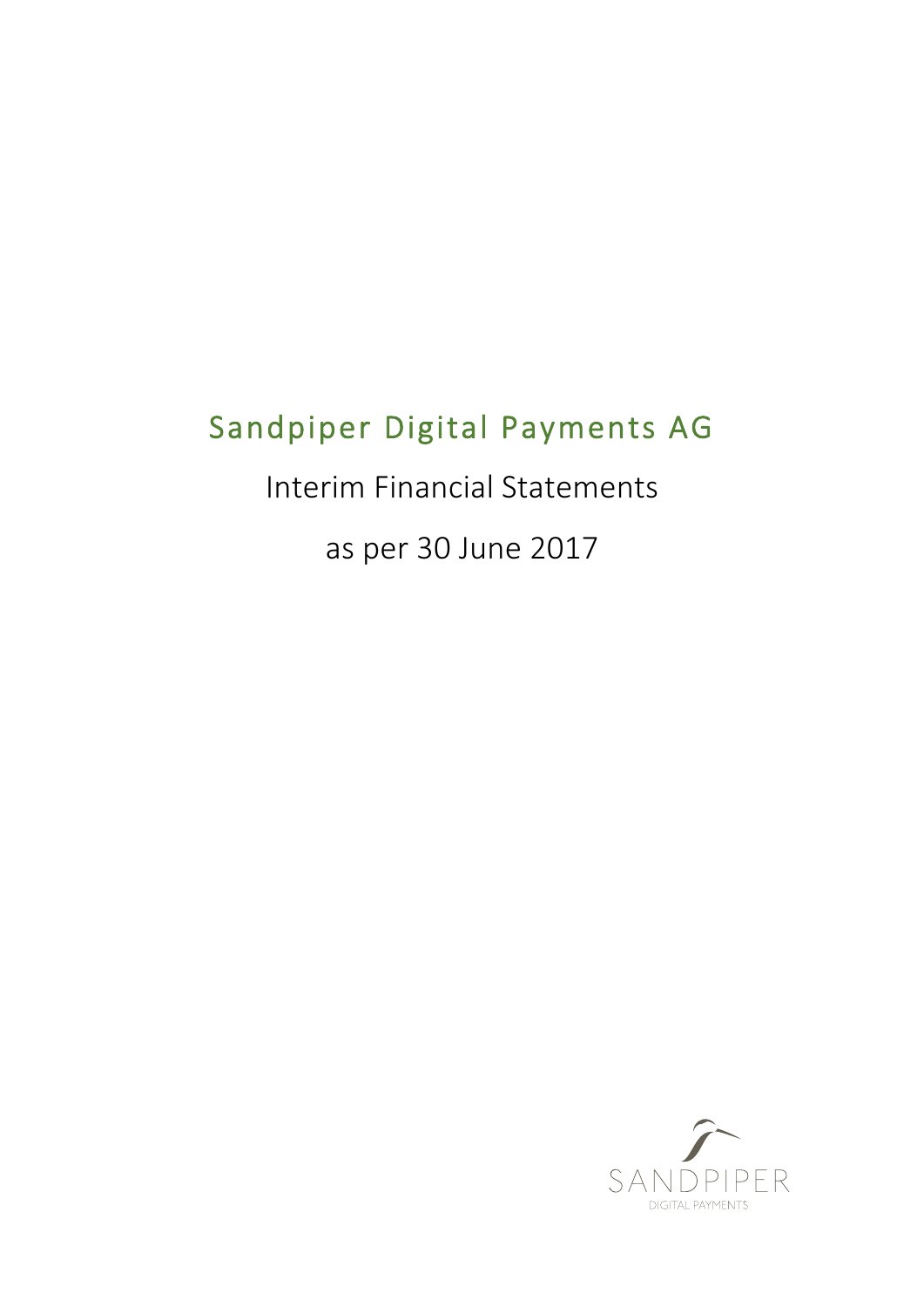# Sandpiper Digital Payments AG

Interim Financial Statements

as per 30 June 2017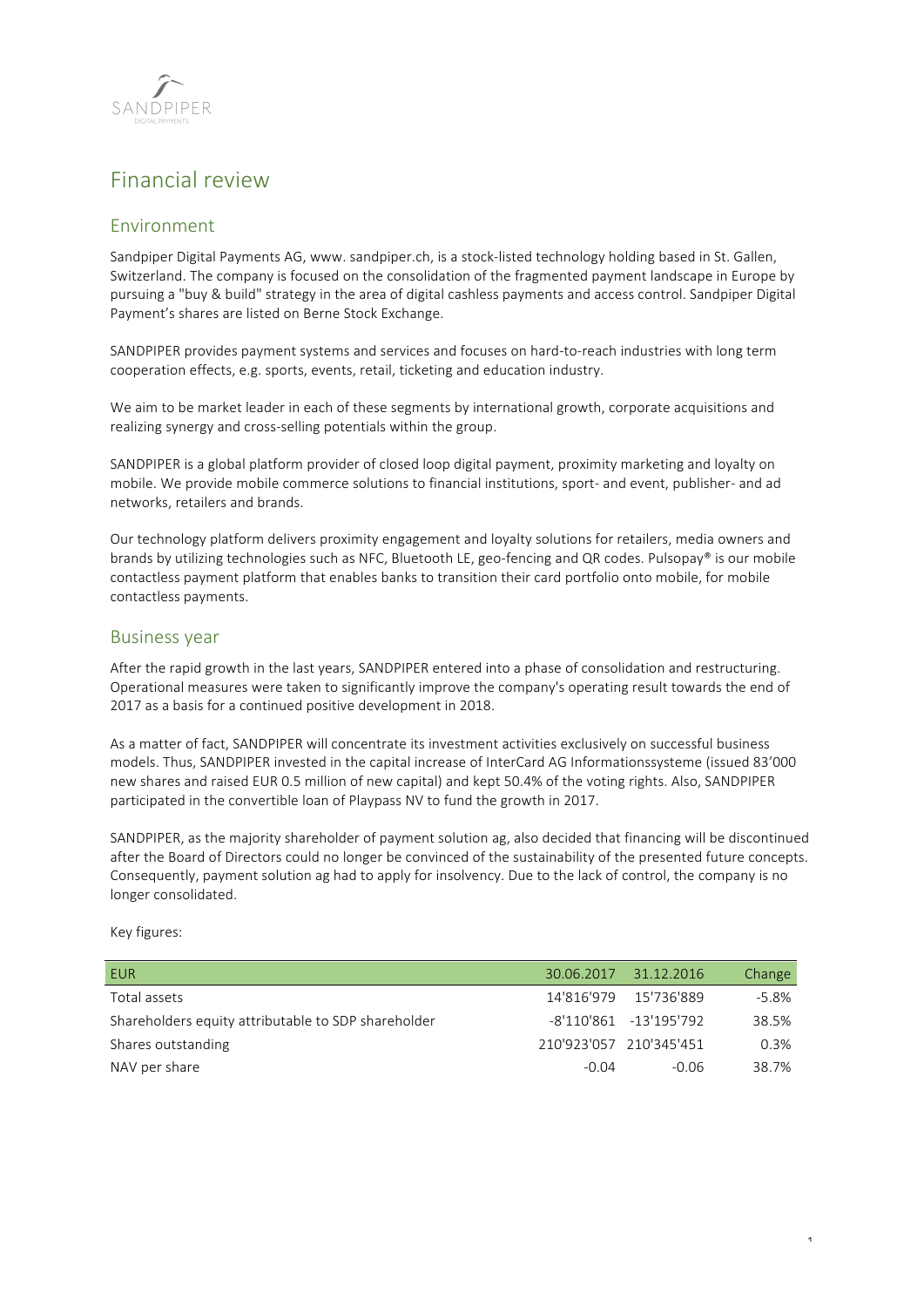# Financial review

## Environment

Sandpiper Digital Payments AG, www. sandpiper.ch, is a stock-listed technology holding based in St. Gallen, Switzerland. The company is focused on the consolidation of the fragmented payment landscape in Europe by pursuing a "buy & build" strategy in the area of digital cashless payments and access control. Sandpiper Digital Payment's shares are listed on Berne Stock Exchange.

SANDPIPER provides payment systems and services and focuses on hard-to-reach industries with long term cooperation effects, e.g. sports, events, retail, ticketing and education industry.

We aim to be market leader in each of these segments by international growth, corporate acquisitions and realizing synergy and cross-selling potentials within the group.

SANDPIPER is a global platform provider of closed loop digital payment, proximity marketing and loyalty on mobile. We provide mobile commerce solutions to financial institutions, sport- and event, publisher- and ad networks, retailers and brands.

Our technology platform delivers proximity engagement and loyalty solutions for retailers, media owners and brands by utilizing technologies such as NFC, Bluetooth LE, geo-fencing and QR codes. Pulsopay® is our mobile contactless payment platform that enables banks to transition their card portfolio onto mobile, for mobile contactless payments.

## Business year

After the rapid growth in the last years, SANDPIPER entered into a phase of consolidation and restructuring. Operational measures were taken to significantly improve the company's operating result towards the end of 2017 as a basis for a continued positive development in 2018.

As a matter of fact, SANDPIPER will concentrate its investment activities exclusively on successful business models. Thus, SANDPIPER invested in the capital increase of InterCard AG Informationssysteme (issued 83'000 new shares and raised EUR 0.5 million of new capital) and kept 50.4% of the voting rights. Also, SANDPIPER participated in the convertible loan of Playpass NV to fund the growth in 2017.

SANDPIPER, as the majority shareholder of payment solution ag, also decided that financing will be discontinued after the Board of Directors could no longer be convinced of the sustainability of the presented future concepts. Consequently, payment solution ag had to apply for insolvency. Due to the lack of control, the company is no longer consolidated.

Key figures:

| EUR | 30.06.2017 | 31.12.2016 | Change |
|---|---|---|---|
| Total assets | 14'816'979 | 15'736'889 | -5.8% |
| Shareholders equity attributable to SDP shareholder | -8'110'861 | -13'195'792 | 38.5% |
| Shares outstanding | 210'923'057 | 210'345'451 | 0.3% |
| NAV per share | -0.04 | -0.06 | 38.7% |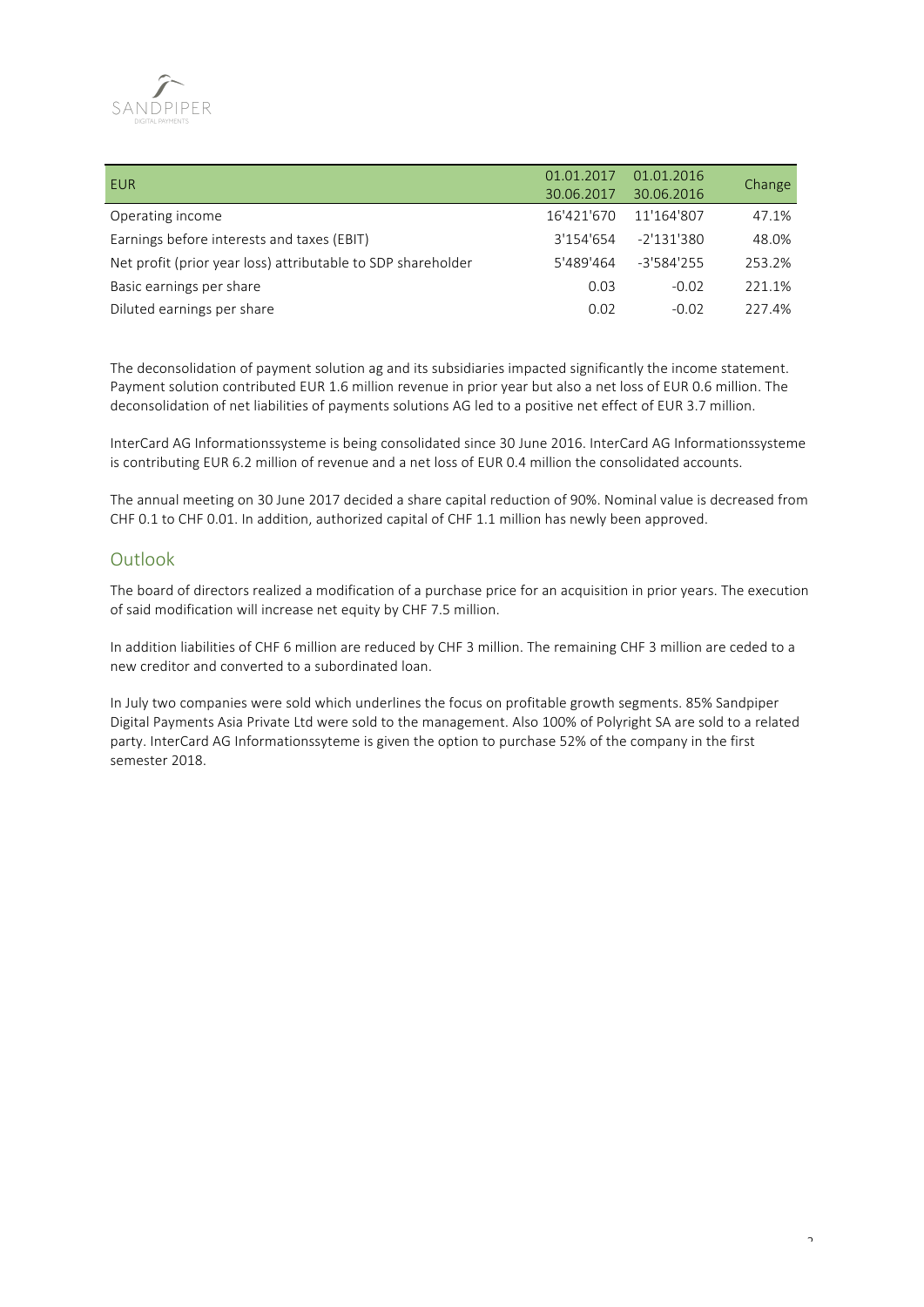| EUR | 01.01.2017 30.06.2017 | 01.01.2016 30.06.2016 | Change |
|---|---|---|---|
| Operating income | 16'421'670 | 11'164'807 | 47.1% |
| Earnings before interests and taxes (EBIT) | 3'154'654 | -2'131'380 | 48.0% |
| Net profit (prior year loss) attributable to SDP shareholder | 5'489'464 | -3'584'255 | 253.2% |
| Basic earnings per share | 0.03 | -0.02 | 221.1% |
| Diluted earnings per share | 0.02 | -0.02 | 227.4% |

The deconsolidation of payment solution ag and its subsidiaries impacted significantly the income statement. Payment solution contributed EUR 1.6 million revenue in prior year but also a net loss of EUR 0.6 million. The deconsolidation of net liabilities of payments solutions AG led to a positive net effect of EUR 3.7 million.

InterCard AG Informationssysteme is being consolidated since 30 June 2016. InterCard AG Informationssysteme is contributing EUR 6.2 million of revenue and a net loss of EUR 0.4 million the consolidated accounts.

The annual meeting on 30 June 2017 decided a share capital reduction of 90%. Nominal value is decreased from CHF 0.1 to CHF 0.01. In addition, authorized capital of CHF 1.1 million has newly been approved.

## Outlook

The board of directors realized a modification of a purchase price for an acquisition in prior years. The execution of said modification will increase net equity by CHF 7.5 million.

In addition liabilities of CHF 6 million are reduced by CHF 3 million. The remaining CHF 3 million are ceded to a new creditor and converted to a subordinated loan.

In July two companies were sold which underlines the focus on profitable growth segments. 85% Sandpiper Digital Payments Asia Private Ltd were sold to the management. Also 100% of Polyright SA are sold to a related party. InterCard AG Informationssyteme is given the option to purchase 52% of the company in the first semester 2018.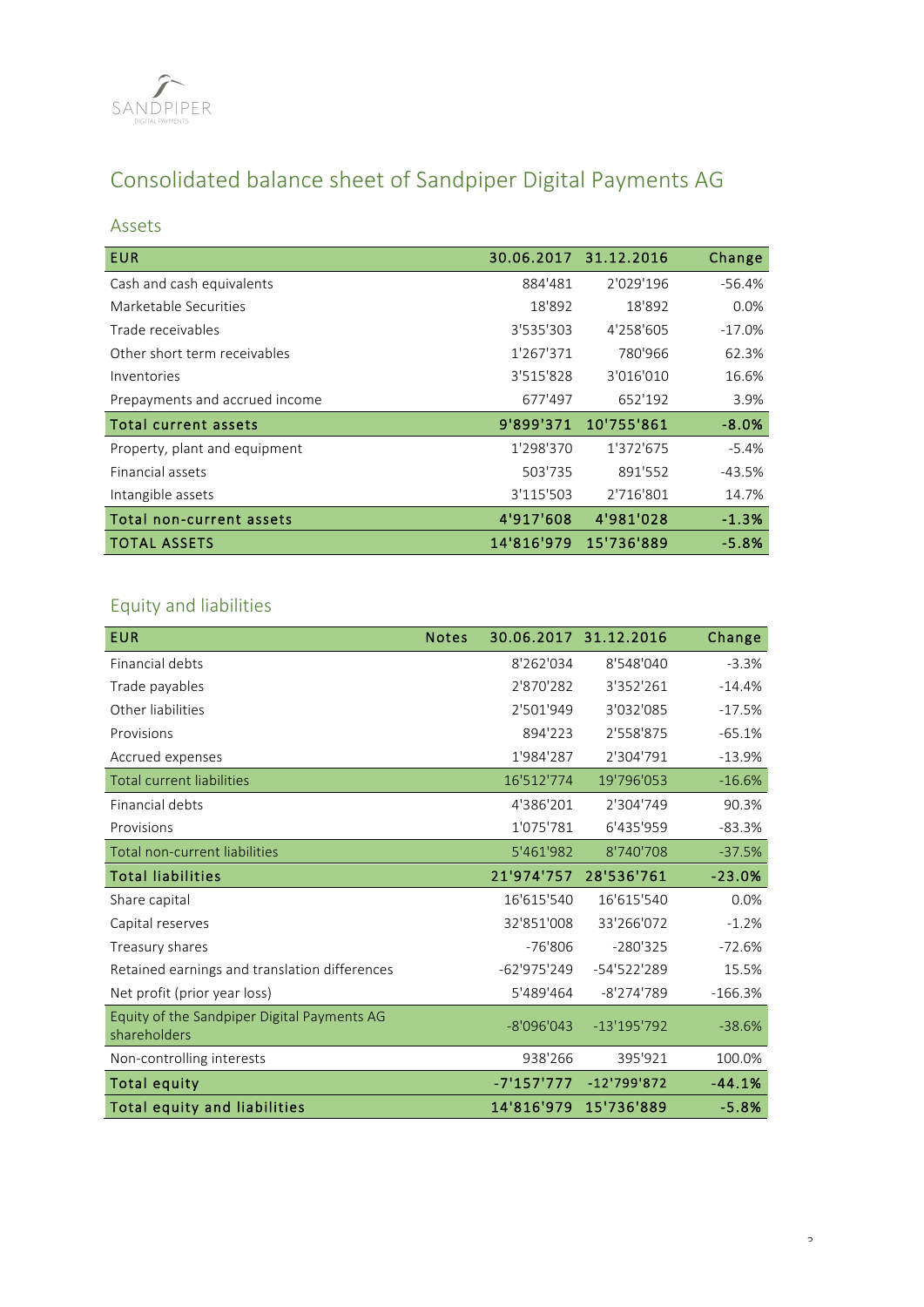SANDPIPER
DIGITAL PAYMENTS

# Consolidated balance sheet of Sandpiper Digital Payments AG

## Assets

| EUR | 30.06.2017 | 31.12.2016 | Change |
|---|---|---|---|
| Cash and cash equivalents | 884'481 | 2'029'196 | -56.4% |
| Marketable Securities | 18'892 | 18'892 | 0.0% |
| Trade receivables | 3'535'303 | 4'258'605 | -17.0% |
| Other short term receivables | 1'267'371 | 780'966 | 62.3% |
| Inventories | 3'515'828 | 3'016'010 | 16.6% |
| Prepayments and accrued income | 677'497 | 652'192 | 3.9% |
| **Total current assets** | **9'899'371** | **10'755'861** | **-8.0%** |
| Property, plant and equipment | 1'298'370 | 1'372'675 | -5.4% |
| Financial assets | 503'735 | 891'552 | -43.5% |
| Intangible assets | 3'115'503 | 2'716'801 | 14.7% |
| **Total non-current assets** | **4'917'608** | **4'981'028** | **-1.3%** |
| **TOTAL ASSETS** | **14'816'979** | **15'736'889** | **-5.8%** |

## Equity and liabilities

| EUR | Notes | 30.06.2017 | 31.12.2016 | Change |
|---|---|---|---|---|
| Financial debts | | 8'262'034 | 8'548'040 | -3.3% |
| Trade payables | | 2'870'282 | 3'352'261 | -14.4% |
| Other liabilities | | 2'501'949 | 3'032'085 | -17.5% |
| Provisions | | 894'223 | 2'558'875 | -65.1% |
| Accrued expenses | | 1'984'287 | 2'304'791 | -13.9% |
| Total current liabilities | | 16'512'774 | 19'796'053 | -16.6% |
| Financial debts | | 4'386'201 | 2'304'749 | 90.3% |
| Provisions | | 1'075'781 | 6'435'959 | -83.3% |
| Total non-current liabilities | | 5'461'982 | 8'740'708 | -37.5% |
| **Total liabilities** | | **21'974'757** | **28'536'761** | **-23.0%** |
| Share capital | | 16'615'540 | 16'615'540 | 0.0% |
| Capital reserves | | 32'851'008 | 33'266'072 | -1.2% |
| Treasury shares | | -76'806 | -280'325 | -72.6% |
| Retained earnings and translation differences | | -62'975'249 | -54'522'289 | 15.5% |
| Net profit (prior year loss) | | 5'489'464 | -8'274'789 | -166.3% |
| Equity of the Sandpiper Digital Payments AG shareholders | | -8'096'043 | -13'195'792 | -38.6% |
| Non-controlling interests | | 938'266 | 395'921 | 100.0% |
| **Total equity** | | **-7'157'777** | **-12'799'872** | **-44.1%** |
| **Total equity and liabilities** | | **14'816'979** | **15'736'889** | **-5.8%** |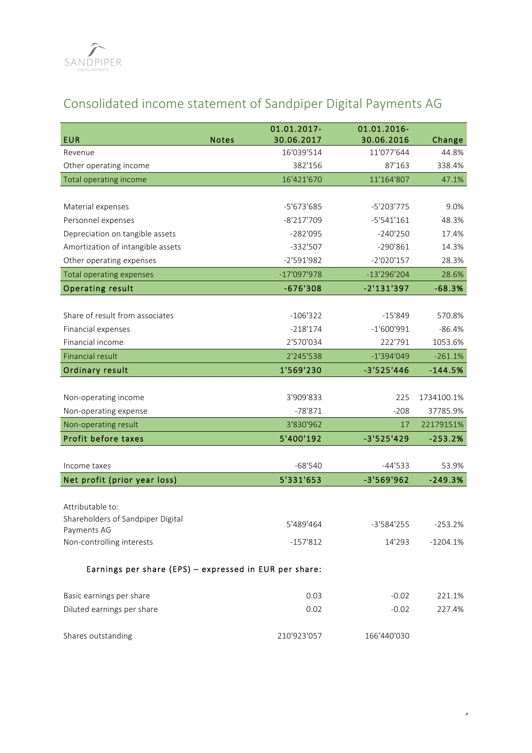# Consolidated income statement of Sandpiper Digital Payments AG

| EUR | Notes | 01.01.2017-30.06.2017 | 01.01.2016-30.06.2016 | Change |
|---|---|---|---|---|
| Revenue | | 16'039'514 | 11'077'644 | 44.8% |
| Other operating income | | 382'156 | 87'163 | 338.4% |
| Total operating income | | 16'421'670 | 11'164'807 | 47.1% |
| | | | | |
| Material expenses | | -5'673'685 | -5'203'775 | 9.0% |
| Personnel expenses | | -8'217'709 | -5'541'161 | 48.3% |
| Depreciation on tangible assets | | -282'095 | -240'250 | 17.4% |
| Amortization of intangible assets | | -332'507 | -290'861 | 14.3% |
| Other operating expenses | | -2'591'982 | -2'020'157 | 28.3% |
| Total operating expenses | | -17'097'978 | -13'296'204 | 28.6% |
| **Operating result** | | **-676'308** | **-2'131'397** | **-68.3%** |
| | | | | |
| Share of result from associates | | -106'322 | -15'849 | 570.8% |
| Financial expenses | | -218'174 | -1'600'991 | -86.4% |
| Financial income | | 2'570'034 | 222'791 | 1053.6% |
| Financial result | | 2'245'538 | -1'394'049 | -261.1% |
| **Ordinary result** | | **1'569'230** | **-3'525'446** | **-144.5%** |
| | | | | |
| Non-operating income | | 3'909'833 | 225 | 1734100.1% |
| Non-operating expense | | -78'871 | -208 | 37785.9% |
| Non-operating result | | 3'830'962 | 17 | 22179151% |
| **Profit before taxes** | | **5'400'192** | **-3'525'429** | **-253.2%** |
| | | | | |
| Income taxes | | -68'540 | -44'533 | 53.9% |
| **Net profit (prior year loss)** | | **5'331'653** | **-3'569'962** | **-249.3%** |
| | | | | |
| Attributable to: | | | | |
| Shareholders of Sandpiper Digital Payments AG | | 5'489'464 | -3'584'255 | -253.2% |
| Non-controlling interests | | -157'812 | 14'293 | -1204.1% |
| | | | | |
| Earnings per share (EPS) – expressed in EUR per share: | | | | |
| | | | | |
| Basic earnings per share | | 0.03 | -0.02 | 221.1% |
| Diluted earnings per share | | 0.02 | -0.02 | 227.4% |
| | | | | |
| Shares outstanding | | 210'923'057 | 166'440'030 | |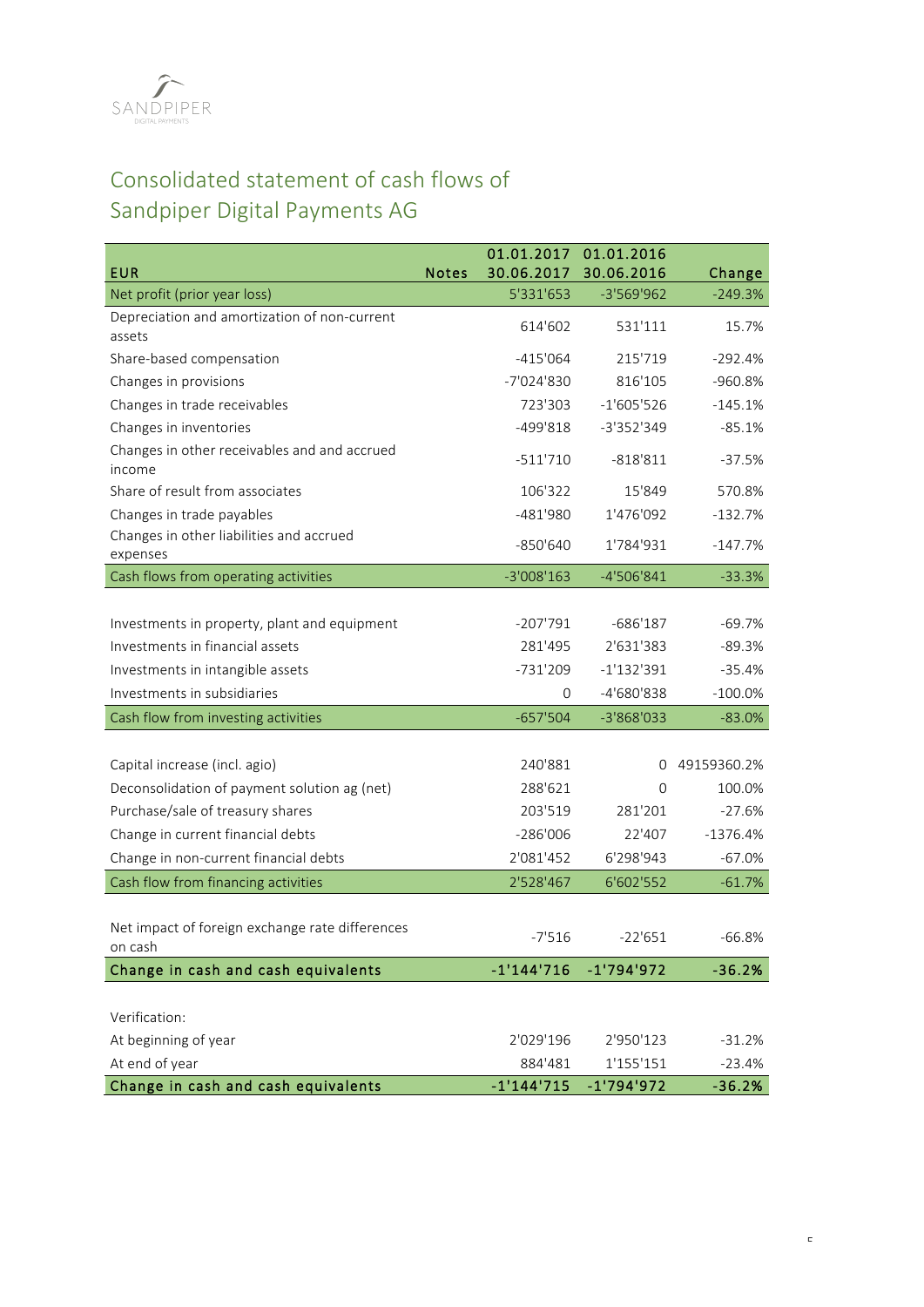# Consolidated statement of cash flows of Sandpiper Digital Payments AG

| EUR | Notes | 01.01.2017 30.06.2017 | 01.01.2016 30.06.2016 | Change |
|---|---|---|---|---|
| Net profit (prior year loss) | | 5'331'653 | -3'569'962 | -249.3% |
| Depreciation and amortization of non-current assets | | 614'602 | 531'111 | 15.7% |
| Share-based compensation | | -415'064 | 215'719 | -292.4% |
| Changes in provisions | | -7'024'830 | 816'105 | -960.8% |
| Changes in trade receivables | | 723'303 | -1'605'526 | -145.1% |
| Changes in inventories | | -499'818 | -3'352'349 | -85.1% |
| Changes in other receivables and and accrued income | | -511'710 | -818'811 | -37.5% |
| Share of result from associates | | 106'322 | 15'849 | 570.8% |
| Changes in trade payables | | -481'980 | 1'476'092 | -132.7% |
| Changes in other liabilities and accrued expenses | | -850'640 | 1'784'931 | -147.7% |
| Cash flows from operating activities | | -3'008'163 | -4'506'841 | -33.3% |
| | | | | |
| Investments in property, plant and equipment | | -207'791 | -686'187 | -69.7% |
| Investments in financial assets | | 281'495 | 2'631'383 | -89.3% |
| Investments in intangible assets | | -731'209 | -1'132'391 | -35.4% |
| Investments in subsidiaries | | 0 | -4'680'838 | -100.0% |
| Cash flow from investing activities | | -657'504 | -3'868'033 | -83.0% |
| | | | | |
| Capital increase (incl. agio) | | 240'881 | 0 | 49159360.2% |
| Deconsolidation of payment solution ag (net) | | 288'621 | 0 | 100.0% |
| Purchase/sale of treasury shares | | 203'519 | 281'201 | -27.6% |
| Change in current financial debts | | -286'006 | 22'407 | -1376.4% |
| Change in non-current financial debts | | 2'081'452 | 6'298'943 | -67.0% |
| Cash flow from financing activities | | 2'528'467 | 6'602'552 | -61.7% |
| | | | | |
| Net impact of foreign exchange rate differences on cash | | -7'516 | -22'651 | -66.8% |
| **Change in cash and cash equivalents** | | **-1'144'716** | **-1'794'972** | **-36.2%** |
| | | | | |
| Verification: | | | | |
| At beginning of year | | 2'029'196 | 2'950'123 | -31.2% |
| At end of year | | 884'481 | 1'155'151 | -23.4% |
| **Change in cash and cash equivalents** | | **-1'144'715** | **-1'794'972** | **-36.2%** |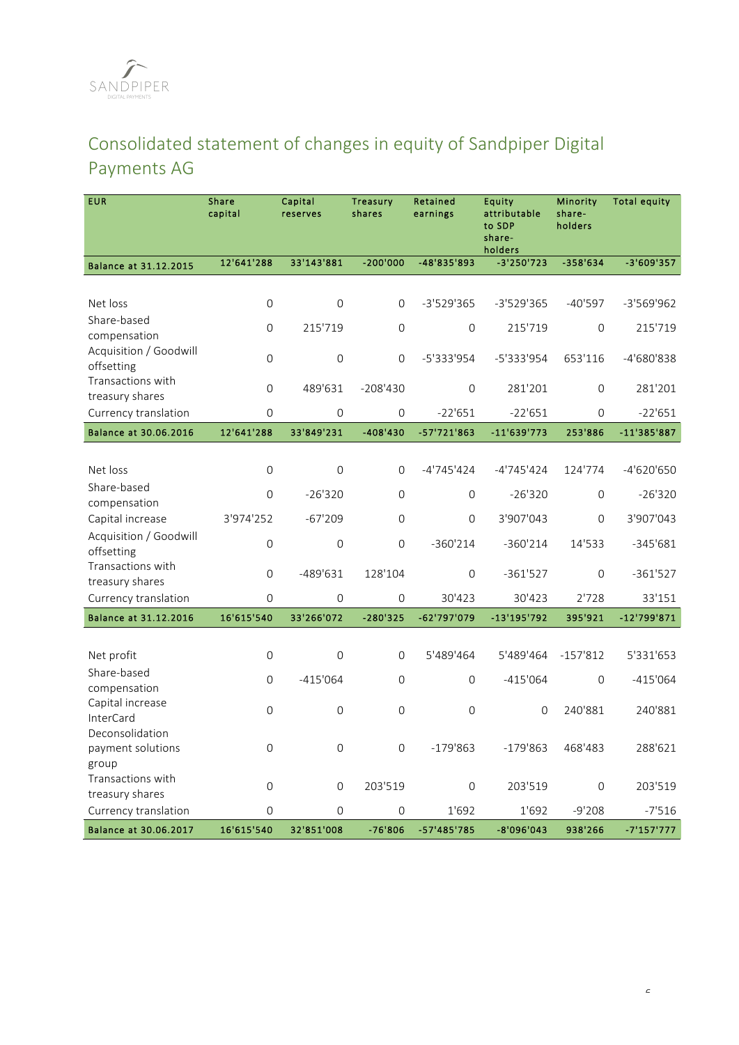# Consolidated statement of changes in equity of Sandpiper Digital Payments AG

| EUR | Share capital | Capital reserves | Treasury shares | Retained earnings | Equity attributable to SDP share-holders | Minority share-holders | Total equity |
|---|---|---|---|---|---|---|---|
| **Balance at 31.12.2015** | **12'641'288** | **33'143'881** | **-200'000** | **-48'835'893** | **-3'250'723** | **-358'634** | **-3'609'357** |
| | | | | | | | |
| Net loss | 0 | 0 | 0 | -3'529'365 | -3'529'365 | -40'597 | -3'569'962 |
| Share-based compensation | 0 | 215'719 | 0 | 0 | 215'719 | 0 | 215'719 |
| Acquisition / Goodwill offsetting | 0 | 0 | 0 | -5'333'954 | -5'333'954 | 653'116 | -4'680'838 |
| Transactions with treasury shares | 0 | 489'631 | -208'430 | 0 | 281'201 | 0 | 281'201 |
| Currency translation | 0 | 0 | 0 | -22'651 | -22'651 | 0 | -22'651 |
| **Balance at 30.06.2016** | **12'641'288** | **33'849'231** | **-408'430** | **-57'721'863** | **-11'639'773** | **253'886** | **-11'385'887** |
| | | | | | | | |
| Net loss | 0 | 0 | 0 | -4'745'424 | -4'745'424 | 124'774 | -4'620'650 |
| Share-based compensation | 0 | -26'320 | 0 | 0 | -26'320 | 0 | -26'320 |
| Capital increase | 3'974'252 | -67'209 | 0 | 0 | 3'907'043 | 0 | 3'907'043 |
| Acquisition / Goodwill offsetting | 0 | 0 | 0 | -360'214 | -360'214 | 14'533 | -345'681 |
| Transactions with treasury shares | 0 | -489'631 | 128'104 | 0 | -361'527 | 0 | -361'527 |
| Currency translation | 0 | 0 | 0 | 30'423 | 30'423 | 2'728 | 33'151 |
| **Balance at 31.12.2016** | **16'615'540** | **33'266'072** | **-280'325** | **-62'797'079** | **-13'195'792** | **395'921** | **-12'799'871** |
| | | | | | | | |
| Net profit | 0 | 0 | 0 | 5'489'464 | 5'489'464 | -157'812 | 5'331'653 |
| Share-based compensation | 0 | -415'064 | 0 | 0 | -415'064 | 0 | -415'064 |
| Capital increase InterCard | 0 | 0 | 0 | 0 | 0 | 240'881 | 240'881 |
| Deconsolidation payment solutions group | 0 | 0 | 0 | -179'863 | -179'863 | 468'483 | 288'621 |
| Transactions with treasury shares | 0 | 0 | 203'519 | 0 | 203'519 | 0 | 203'519 |
| Currency translation | 0 | 0 | 0 | 1'692 | 1'692 | -9'208 | -7'516 |
| **Balance at 30.06.2017** | **16'615'540** | **32'851'008** | **-76'806** | **-57'485'785** | **-8'096'043** | **938'266** | **-7'157'777** |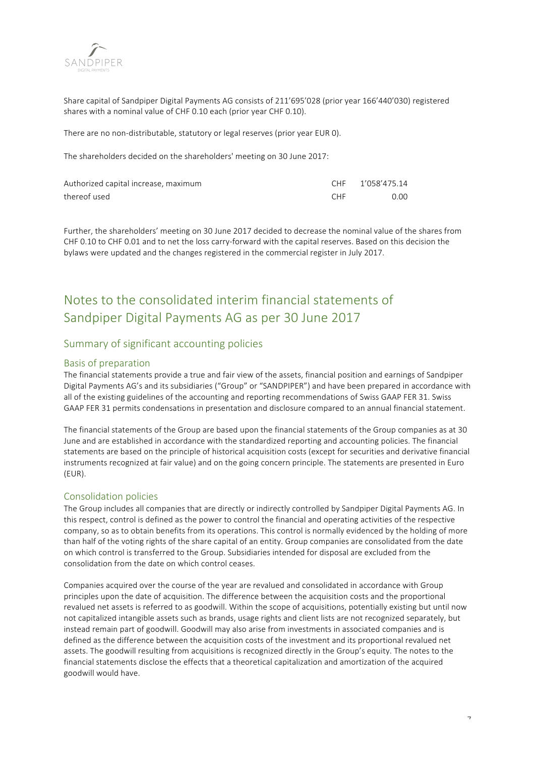Share capital of Sandpiper Digital Payments AG consists of 211'695'028 (prior year 166'440'030) registered shares with a nominal value of CHF 0.10 each (prior year CHF 0.10).

There are no non-distributable, statutory or legal reserves (prior year EUR 0).

The shareholders decided on the shareholders' meeting on 30 June 2017:

| | | |
|---|---|---|
| Authorized capital increase, maximum | CHF | 1'058'475.14 |
| thereof used | CHF | 0.00 |

Further, the shareholders' meeting on 30 June 2017 decided to decrease the nominal value of the shares from CHF 0.10 to CHF 0.01 and to net the loss carry-forward with the capital reserves. Based on this decision the bylaws were updated and the changes registered in the commercial register in July 2017.

# Notes to the consolidated interim financial statements of Sandpiper Digital Payments AG as per 30 June 2017

## Summary of significant accounting policies

### Basis of preparation

The financial statements provide a true and fair view of the assets, financial position and earnings of Sandpiper Digital Payments AG's and its subsidiaries ("Group" or "SANDPIPER") and have been prepared in accordance with all of the existing guidelines of the accounting and reporting recommendations of Swiss GAAP FER 31. Swiss GAAP FER 31 permits condensations in presentation and disclosure compared to an annual financial statement.

The financial statements of the Group are based upon the financial statements of the Group companies as at 30 June and are established in accordance with the standardized reporting and accounting policies. The financial statements are based on the principle of historical acquisition costs (except for securities and derivative financial instruments recognized at fair value) and on the going concern principle. The statements are presented in Euro (EUR).

### Consolidation policies

The Group includes all companies that are directly or indirectly controlled by Sandpiper Digital Payments AG. In this respect, control is defined as the power to control the financial and operating activities of the respective company, so as to obtain benefits from its operations. This control is normally evidenced by the holding of more than half of the voting rights of the share capital of an entity. Group companies are consolidated from the date on which control is transferred to the Group. Subsidiaries intended for disposal are excluded from the consolidation from the date on which control ceases.

Companies acquired over the course of the year are revalued and consolidated in accordance with Group principles upon the date of acquisition. The difference between the acquisition costs and the proportional revalued net assets is referred to as goodwill. Within the scope of acquisitions, potentially existing but until now not capitalized intangible assets such as brands, usage rights and client lists are not recognized separately, but instead remain part of goodwill. Goodwill may also arise from investments in associated companies and is defined as the difference between the acquisition costs of the investment and its proportional revalued net assets. The goodwill resulting from acquisitions is recognized directly in the Group's equity. The notes to the financial statements disclose the effects that a theoretical capitalization and amortization of the acquired goodwill would have.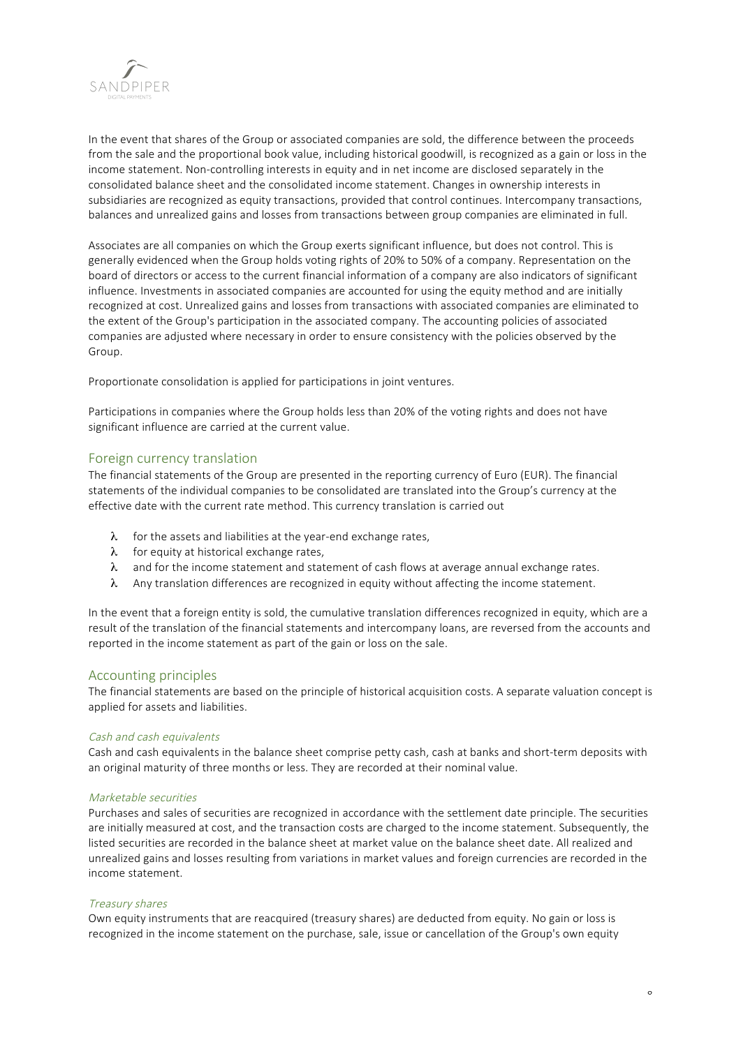In the event that shares of the Group or associated companies are sold, the difference between the proceeds from the sale and the proportional book value, including historical goodwill, is recognized as a gain or loss in the income statement. Non-controlling interests in equity and in net income are disclosed separately in the consolidated balance sheet and the consolidated income statement. Changes in ownership interests in subsidiaries are recognized as equity transactions, provided that control continues. Intercompany transactions, balances and unrealized gains and losses from transactions between group companies are eliminated in full.

Associates are all companies on which the Group exerts significant influence, but does not control. This is generally evidenced when the Group holds voting rights of 20% to 50% of a company. Representation on the board of directors or access to the current financial information of a company are also indicators of significant influence. Investments in associated companies are accounted for using the equity method and are initially recognized at cost. Unrealized gains and losses from transactions with associated companies are eliminated to the extent of the Group's participation in the associated company. The accounting policies of associated companies are adjusted where necessary in order to ensure consistency with the policies observed by the Group.

Proportionate consolidation is applied for participations in joint ventures.

Participations in companies where the Group holds less than 20% of the voting rights and does not have significant influence are carried at the current value.

## Foreign currency translation

The financial statements of the Group are presented in the reporting currency of Euro (EUR). The financial statements of the individual companies to be consolidated are translated into the Group's currency at the effective date with the current rate method. This currency translation is carried out

- for the assets and liabilities at the year-end exchange rates,
- for equity at historical exchange rates,
- and for the income statement and statement of cash flows at average annual exchange rates.
- Any translation differences are recognized in equity without affecting the income statement.

In the event that a foreign entity is sold, the cumulative translation differences recognized in equity, which are a result of the translation of the financial statements and intercompany loans, are reversed from the accounts and reported in the income statement as part of the gain or loss on the sale.

## Accounting principles

The financial statements are based on the principle of historical acquisition costs. A separate valuation concept is applied for assets and liabilities.

### *Cash and cash equivalents*

Cash and cash equivalents in the balance sheet comprise petty cash, cash at banks and short-term deposits with an original maturity of three months or less. They are recorded at their nominal value.

### *Marketable securities*

Purchases and sales of securities are recognized in accordance with the settlement date principle. The securities are initially measured at cost, and the transaction costs are charged to the income statement. Subsequently, the listed securities are recorded in the balance sheet at market value on the balance sheet date. All realized and unrealized gains and losses resulting from variations in market values and foreign currencies are recorded in the income statement.

### *Treasury shares*

Own equity instruments that are reacquired (treasury shares) are deducted from equity. No gain or loss is recognized in the income statement on the purchase, sale, issue or cancellation of the Group's own equity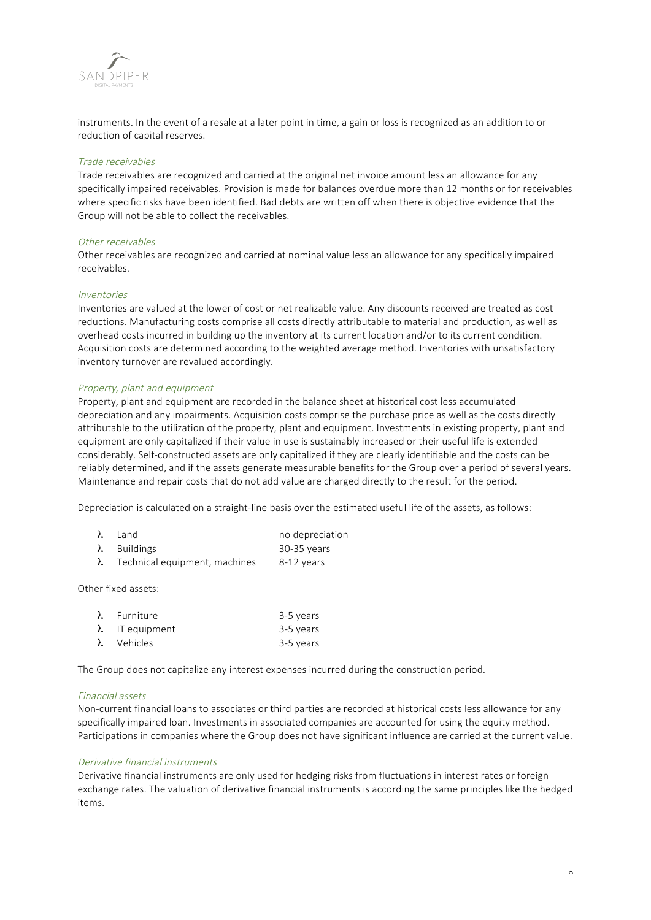instruments. In the event of a resale at a later point in time, a gain or loss is recognized as an addition to or reduction of capital reserves.

*Trade receivables*

Trade receivables are recognized and carried at the original net invoice amount less an allowance for any specifically impaired receivables. Provision is made for balances overdue more than 12 months or for receivables where specific risks have been identified. Bad debts are written off when there is objective evidence that the Group will not be able to collect the receivables.

*Other receivables*

Other receivables are recognized and carried at nominal value less an allowance for any specifically impaired receivables.

*Inventories*

Inventories are valued at the lower of cost or net realizable value. Any discounts received are treated as cost reductions. Manufacturing costs comprise all costs directly attributable to material and production, as well as overhead costs incurred in building up the inventory at its current location and/or to its current condition. Acquisition costs are determined according to the weighted average method. Inventories with unsatisfactory inventory turnover are revalued accordingly.

*Property, plant and equipment*

Property, plant and equipment are recorded in the balance sheet at historical cost less accumulated depreciation and any impairments. Acquisition costs comprise the purchase price as well as the costs directly attributable to the utilization of the property, plant and equipment. Investments in existing property, plant and equipment are only capitalized if their value in use is sustainably increased or their useful life is extended considerably. Self-constructed assets are only capitalized if they are clearly identifiable and the costs can be reliably determined, and if the assets generate measurable benefits for the Group over a period of several years. Maintenance and repair costs that do not add value are charged directly to the result for the period.

Depreciation is calculated on a straight-line basis over the estimated useful life of the assets, as follows:

- Land — no depreciation
- Buildings — 30-35 years
- Technical equipment, machines — 8-12 years

Other fixed assets:

- Furniture — 3-5 years
- IT equipment — 3-5 years
- Vehicles — 3-5 years

The Group does not capitalize any interest expenses incurred during the construction period.

*Financial assets*

Non-current financial loans to associates or third parties are recorded at historical costs less allowance for any specifically impaired loan. Investments in associated companies are accounted for using the equity method. Participations in companies where the Group does not have significant influence are carried at the current value.

*Derivative financial instruments*

Derivative financial instruments are only used for hedging risks from fluctuations in interest rates or foreign exchange rates. The valuation of derivative financial instruments is according the same principles like the hedged items.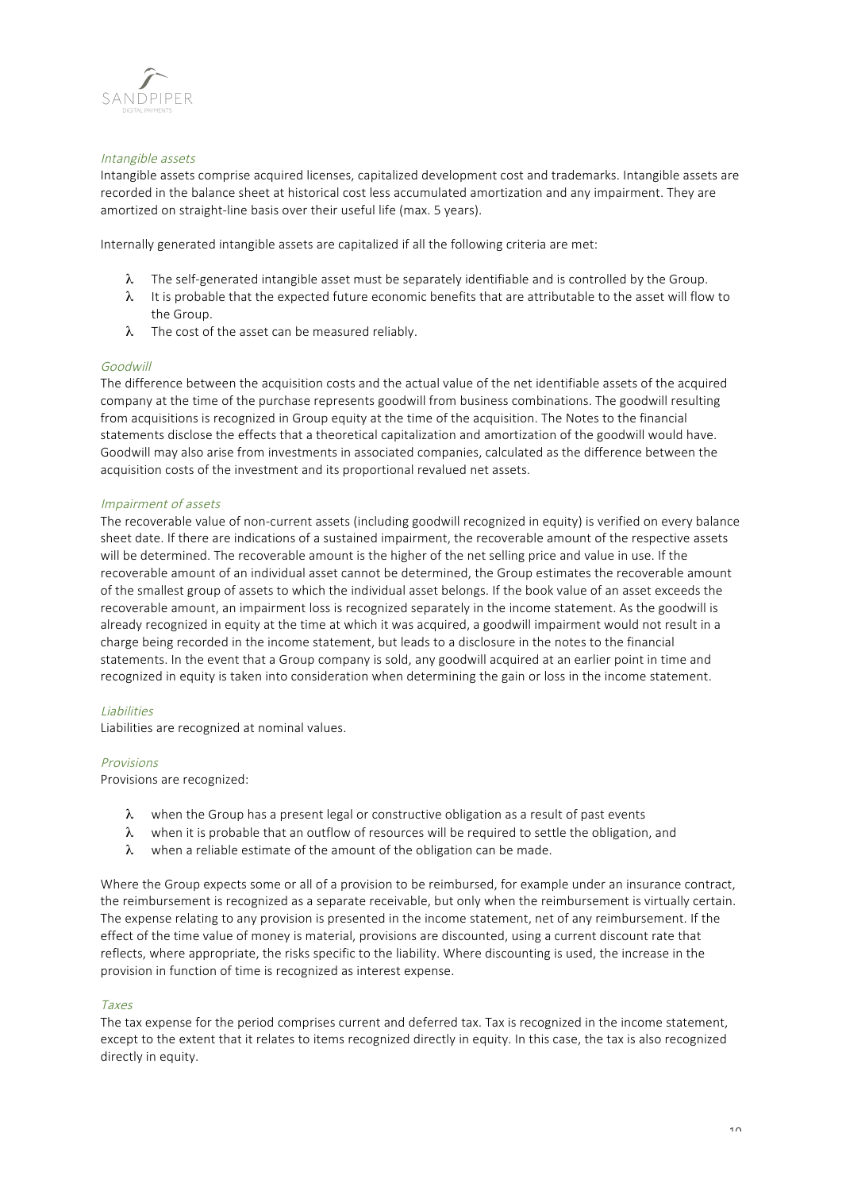*Intangible assets*

Intangible assets comprise acquired licenses, capitalized development cost and trademarks. Intangible assets are recorded in the balance sheet at historical cost less accumulated amortization and any impairment. They are amortized on straight-line basis over their useful life (max. 5 years).

Internally generated intangible assets are capitalized if all the following criteria are met:

- The self-generated intangible asset must be separately identifiable and is controlled by the Group.
- It is probable that the expected future economic benefits that are attributable to the asset will flow to the Group.
- The cost of the asset can be measured reliably.

*Goodwill*

The difference between the acquisition costs and the actual value of the net identifiable assets of the acquired company at the time of the purchase represents goodwill from business combinations. The goodwill resulting from acquisitions is recognized in Group equity at the time of the acquisition. The Notes to the financial statements disclose the effects that a theoretical capitalization and amortization of the goodwill would have. Goodwill may also arise from investments in associated companies, calculated as the difference between the acquisition costs of the investment and its proportional revalued net assets.

*Impairment of assets*

The recoverable value of non-current assets (including goodwill recognized in equity) is verified on every balance sheet date. If there are indications of a sustained impairment, the recoverable amount of the respective assets will be determined. The recoverable amount is the higher of the net selling price and value in use. If the recoverable amount of an individual asset cannot be determined, the Group estimates the recoverable amount of the smallest group of assets to which the individual asset belongs. If the book value of an asset exceeds the recoverable amount, an impairment loss is recognized separately in the income statement. As the goodwill is already recognized in equity at the time at which it was acquired, a goodwill impairment would not result in a charge being recorded in the income statement, but leads to a disclosure in the notes to the financial statements. In the event that a Group company is sold, any goodwill acquired at an earlier point in time and recognized in equity is taken into consideration when determining the gain or loss in the income statement.

*Liabilities*

Liabilities are recognized at nominal values.

*Provisions*

Provisions are recognized:

- when the Group has a present legal or constructive obligation as a result of past events
- when it is probable that an outflow of resources will be required to settle the obligation, and
- when a reliable estimate of the amount of the obligation can be made.

Where the Group expects some or all of a provision to be reimbursed, for example under an insurance contract, the reimbursement is recognized as a separate receivable, but only when the reimbursement is virtually certain. The expense relating to any provision is presented in the income statement, net of any reimbursement. If the effect of the time value of money is material, provisions are discounted, using a current discount rate that reflects, where appropriate, the risks specific to the liability. Where discounting is used, the increase in the provision in function of time is recognized as interest expense.

*Taxes*

The tax expense for the period comprises current and deferred tax. Tax is recognized in the income statement, except to the extent that it relates to items recognized directly in equity. In this case, the tax is also recognized directly in equity.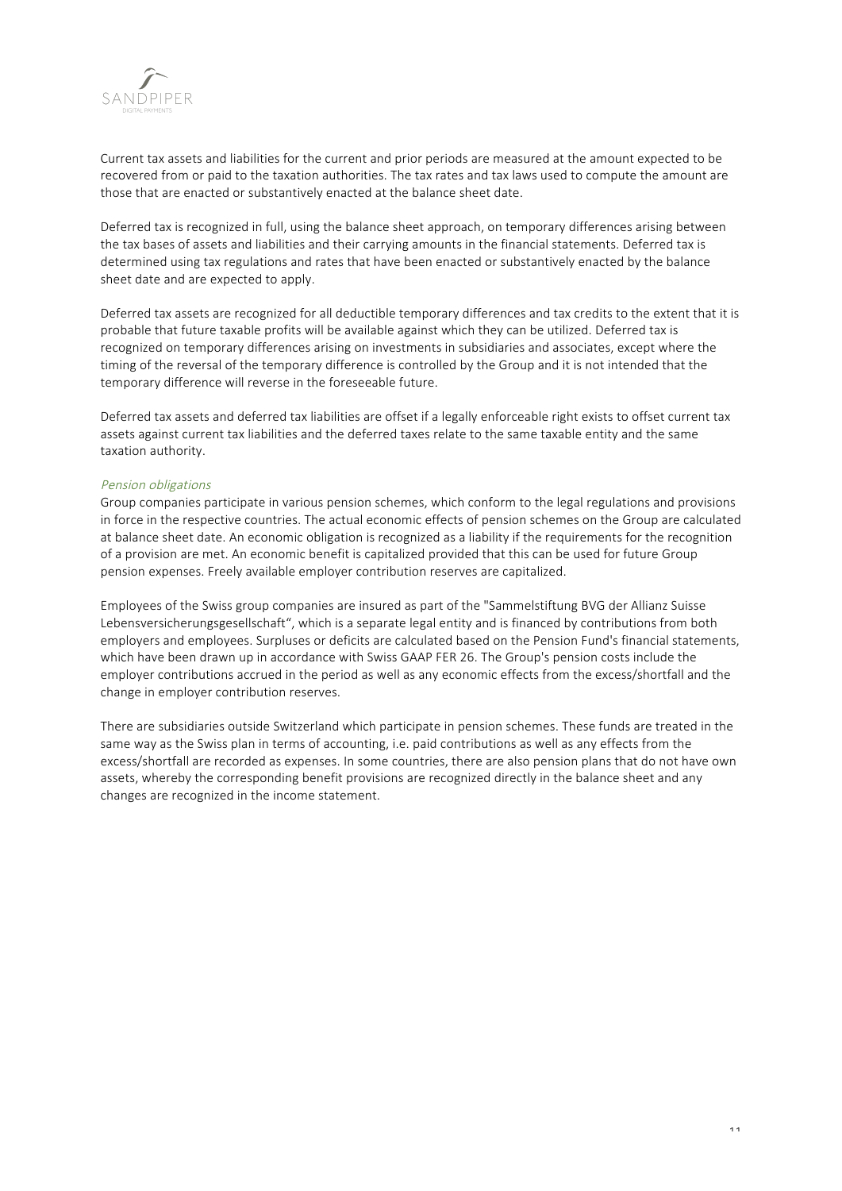Current tax assets and liabilities for the current and prior periods are measured at the amount expected to be recovered from or paid to the taxation authorities. The tax rates and tax laws used to compute the amount are those that are enacted or substantively enacted at the balance sheet date.

Deferred tax is recognized in full, using the balance sheet approach, on temporary differences arising between the tax bases of assets and liabilities and their carrying amounts in the financial statements. Deferred tax is determined using tax regulations and rates that have been enacted or substantively enacted by the balance sheet date and are expected to apply.

Deferred tax assets are recognized for all deductible temporary differences and tax credits to the extent that it is probable that future taxable profits will be available against which they can be utilized. Deferred tax is recognized on temporary differences arising on investments in subsidiaries and associates, except where the timing of the reversal of the temporary difference is controlled by the Group and it is not intended that the temporary difference will reverse in the foreseeable future.

Deferred tax assets and deferred tax liabilities are offset if a legally enforceable right exists to offset current tax assets against current tax liabilities and the deferred taxes relate to the same taxable entity and the same taxation authority.

*Pension obligations*

Group companies participate in various pension schemes, which conform to the legal regulations and provisions in force in the respective countries. The actual economic effects of pension schemes on the Group are calculated at balance sheet date. An economic obligation is recognized as a liability if the requirements for the recognition of a provision are met. An economic benefit is capitalized provided that this can be used for future Group pension expenses. Freely available employer contribution reserves are capitalized.

Employees of the Swiss group companies are insured as part of the "Sammelstiftung BVG der Allianz Suisse Lebensversicherungsgesellschaft", which is a separate legal entity and is financed by contributions from both employers and employees. Surpluses or deficits are calculated based on the Pension Fund's financial statements, which have been drawn up in accordance with Swiss GAAP FER 26. The Group's pension costs include the employer contributions accrued in the period as well as any economic effects from the excess/shortfall and the change in employer contribution reserves.

There are subsidiaries outside Switzerland which participate in pension schemes. These funds are treated in the same way as the Swiss plan in terms of accounting, i.e. paid contributions as well as any effects from the excess/shortfall are recorded as expenses. In some countries, there are also pension plans that do not have own assets, whereby the corresponding benefit provisions are recognized directly in the balance sheet and any changes are recognized in the income statement.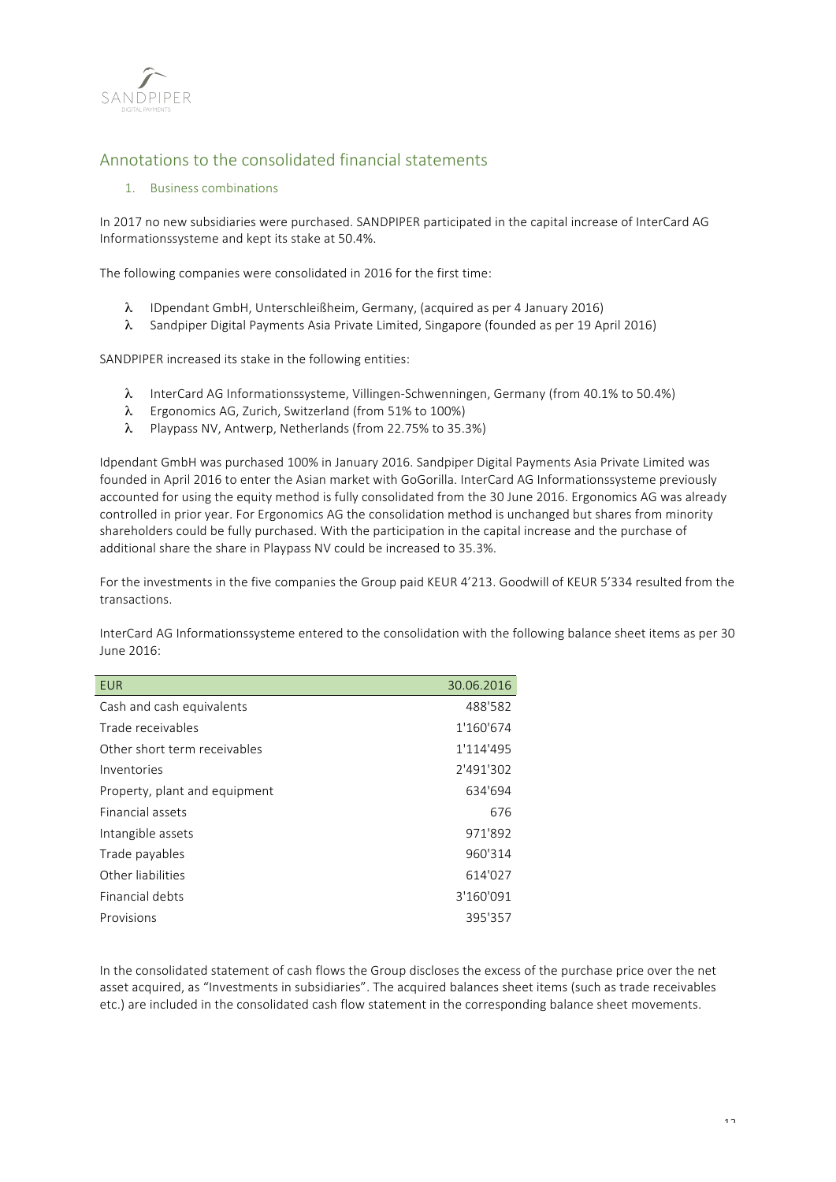## Annotations to the consolidated financial statements

### 1. Business combinations

In 2017 no new subsidiaries were purchased. SANDPIPER participated in the capital increase of InterCard AG Informationssysteme and kept its stake at 50.4%.

The following companies were consolidated in 2016 for the first time:

- IDpendant GmbH, Unterschleißheim, Germany, (acquired as per 4 January 2016)
- Sandpiper Digital Payments Asia Private Limited, Singapore (founded as per 19 April 2016)

SANDPIPER increased its stake in the following entities:

- InterCard AG Informationssysteme, Villingen-Schwenningen, Germany (from 40.1% to 50.4%)
- Ergonomics AG, Zurich, Switzerland (from 51% to 100%)
- Playpass NV, Antwerp, Netherlands (from 22.75% to 35.3%)

Idpendant GmbH was purchased 100% in January 2016. Sandpiper Digital Payments Asia Private Limited was founded in April 2016 to enter the Asian market with GoGorilla. InterCard AG Informationssysteme previously accounted for using the equity method is fully consolidated from the 30 June 2016. Ergonomics AG was already controlled in prior year. For Ergonomics AG the consolidation method is unchanged but shares from minority shareholders could be fully purchased. With the participation in the capital increase and the purchase of additional share the share in Playpass NV could be increased to 35.3%.

For the investments in the five companies the Group paid KEUR 4'213. Goodwill of KEUR 5'334 resulted from the transactions.

InterCard AG Informationssysteme entered to the consolidation with the following balance sheet items as per 30 June 2016:

| EUR | 30.06.2016 |
|---|---:|
| Cash and cash equivalents | 488'582 |
| Trade receivables | 1'160'674 |
| Other short term receivables | 1'114'495 |
| Inventories | 2'491'302 |
| Property, plant and equipment | 634'694 |
| Financial assets | 676 |
| Intangible assets | 971'892 |
| Trade payables | 960'314 |
| Other liabilities | 614'027 |
| Financial debts | 3'160'091 |
| Provisions | 395'357 |

In the consolidated statement of cash flows the Group discloses the excess of the purchase price over the net asset acquired, as "Investments in subsidiaries". The acquired balances sheet items (such as trade receivables etc.) are included in the consolidated cash flow statement in the corresponding balance sheet movements.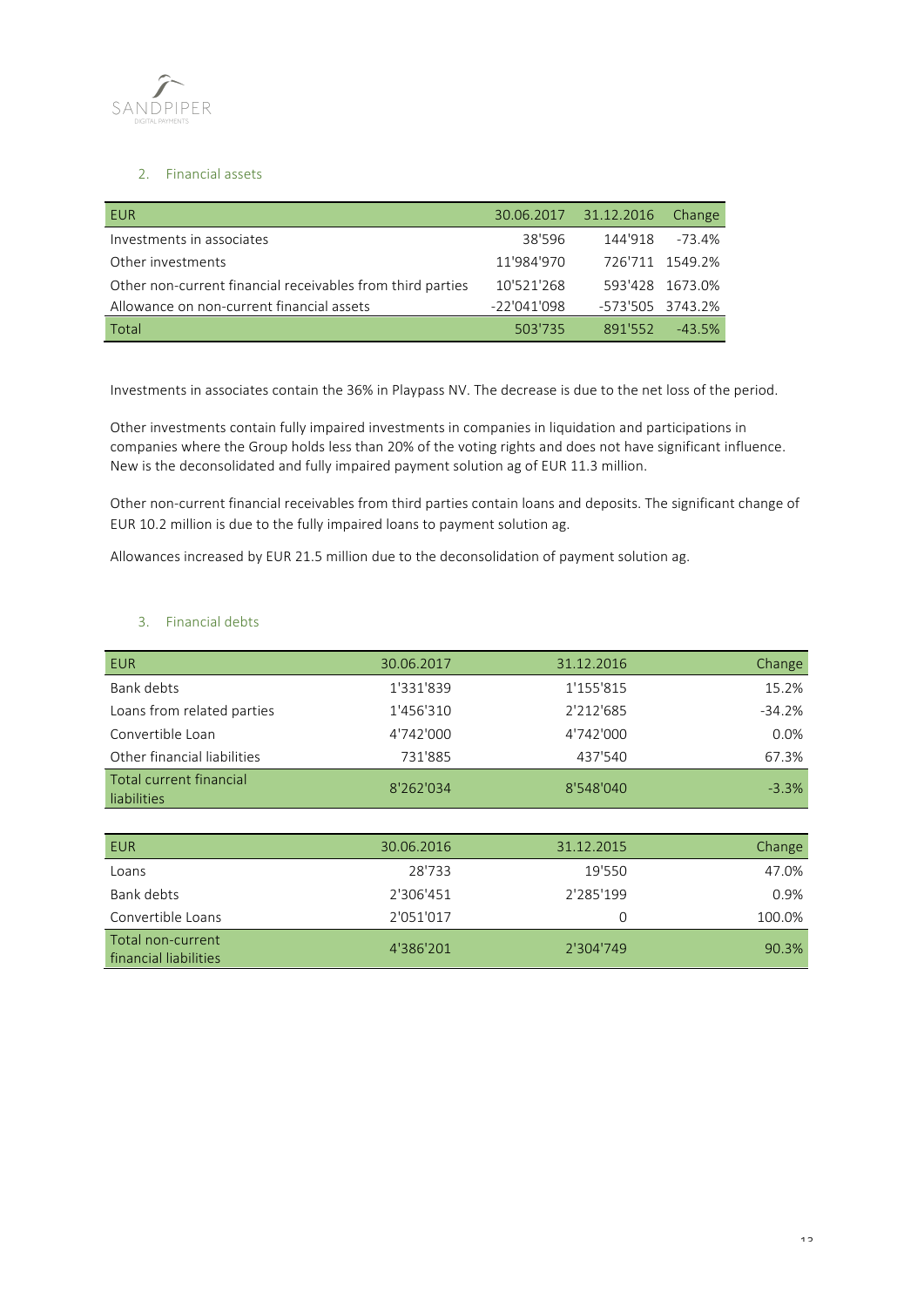## 2. Financial assets

| EUR | 30.06.2017 | 31.12.2016 | Change |
|---|---|---|---|
| Investments in associates | 38'596 | 144'918 | -73.4% |
| Other investments | 11'984'970 | 726'711 | 1549.2% |
| Other non-current financial receivables from third parties | 10'521'268 | 593'428 | 1673.0% |
| Allowance on non-current financial assets | -22'041'098 | -573'505 | 3743.2% |
| Total | 503'735 | 891'552 | -43.5% |

Investments in associates contain the 36% in Playpass NV. The decrease is due to the net loss of the period.

Other investments contain fully impaired investments in companies in liquidation and participations in companies where the Group holds less than 20% of the voting rights and does not have significant influence. New is the deconsolidated and fully impaired payment solution ag of EUR 11.3 million.

Other non-current financial receivables from third parties contain loans and deposits. The significant change of EUR 10.2 million is due to the fully impaired loans to payment solution ag.

Allowances increased by EUR 21.5 million due to the deconsolidation of payment solution ag.

## 3. Financial debts

| EUR | 30.06.2017 | 31.12.2016 | Change |
|---|---|---|---|
| Bank debts | 1'331'839 | 1'155'815 | 15.2% |
| Loans from related parties | 1'456'310 | 2'212'685 | -34.2% |
| Convertible Loan | 4'742'000 | 4'742'000 | 0.0% |
| Other financial liabilities | 731'885 | 437'540 | 67.3% |
| Total current financial liabilities | 8'262'034 | 8'548'040 | -3.3% |

| EUR | 30.06.2016 | 31.12.2015 | Change |
|---|---|---|---|
| Loans | 28'733 | 19'550 | 47.0% |
| Bank debts | 2'306'451 | 2'285'199 | 0.9% |
| Convertible Loans | 2'051'017 | 0 | 100.0% |
| Total non-current financial liabilities | 4'386'201 | 2'304'749 | 90.3% |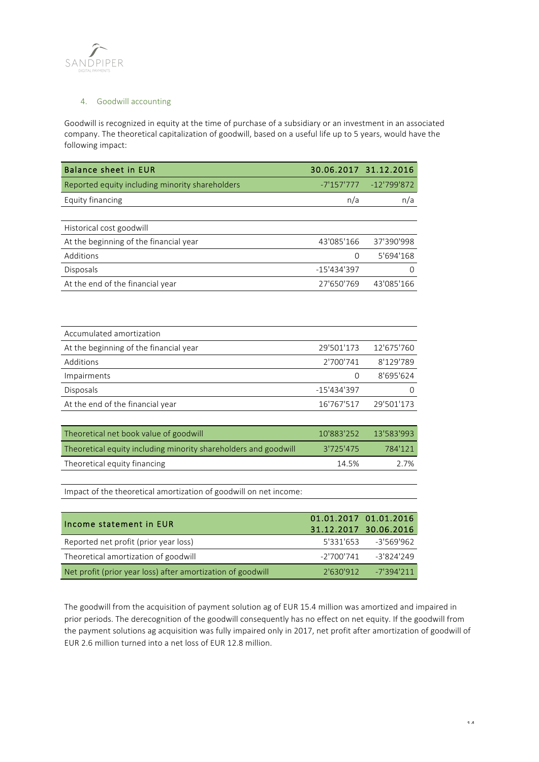## 4. Goodwill accounting

Goodwill is recognized in equity at the time of purchase of a subsidiary or an investment in an associated company. The theoretical capitalization of goodwill, based on a useful life up to 5 years, would have the following impact:

| Balance sheet in EUR | 30.06.2017 | 31.12.2016 |
|---|---|---|
| Reported equity including minority shareholders | -7'157'777 | -12'799'872 |
| Equity financing | n/a | n/a |
| | | |
| Historical cost goodwill | | |
| At the beginning of the financial year | 43'085'166 | 37'390'998 |
| Additions | 0 | 5'694'168 |
| Disposals | -15'434'397 | 0 |
| At the end of the financial year | 27'650'769 | 43'085'166 |
| | | |
| Accumulated amortization | | |
| At the beginning of the financial year | 29'501'173 | 12'675'760 |
| Additions | 2'700'741 | 8'129'789 |
| Impairments | 0 | 8'695'624 |
| Disposals | -15'434'397 | 0 |
| At the end of the financial year | 16'767'517 | 29'501'173 |
| | | |
| Theoretical net book value of goodwill | 10'883'252 | 13'583'993 |
| Theoretical equity including minority shareholders and goodwill | 3'725'475 | 784'121 |
| Theoretical equity financing | 14.5% | 2.7% |

Impact of the theoretical amortization of goodwill on net income:

| Income statement in EUR | 01.01.2017 31.12.2017 | 01.01.2016 30.06.2016 |
|---|---|---|
| Reported net profit (prior year loss) | 5'331'653 | -3'569'962 |
| Theoretical amortization of goodwill | -2'700'741 | -3'824'249 |
| Net profit (prior year loss) after amortization of goodwill | 2'630'912 | -7'394'211 |

The goodwill from the acquisition of payment solution ag of EUR 15.4 million was amortized and impaired in prior periods. The derecognition of the goodwill consequently has no effect on net equity. If the goodwill from the payment solutions ag acquisition was fully impaired only in 2017, net profit after amortization of goodwill of EUR 2.6 million turned into a net loss of EUR 12.8 million.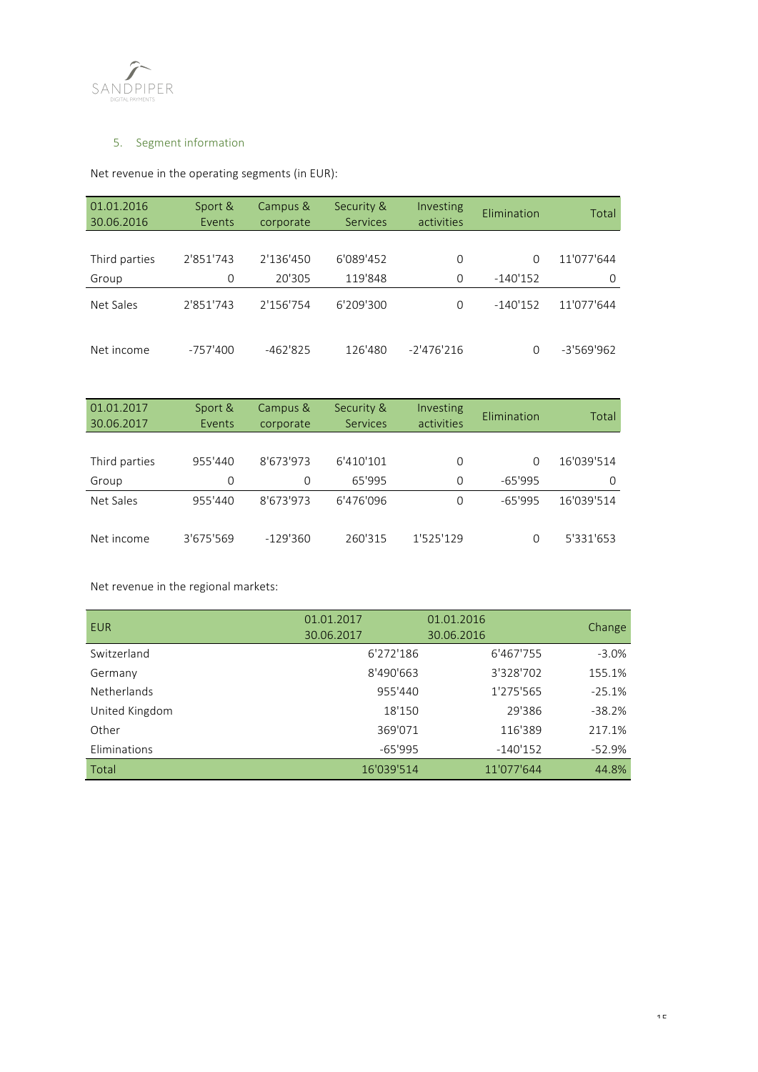## 5. Segment information

Net revenue in the operating segments (in EUR):

| 01.01.2016 30.06.2016 | Sport & Events | Campus & corporate | Security & Services | Investing activities | Elimination | Total |
|---|---|---|---|---|---|---|
| Third parties | 2'851'743 | 2'136'450 | 6'089'452 | 0 | 0 | 11'077'644 |
| Group | 0 | 20'305 | 119'848 | 0 | -140'152 | 0 |
| Net Sales | 2'851'743 | 2'156'754 | 6'209'300 | 0 | -140'152 | 11'077'644 |
| Net income | -757'400 | -462'825 | 126'480 | -2'476'216 | 0 | -3'569'962 |

| 01.01.2017 30.06.2017 | Sport & Events | Campus & corporate | Security & Services | Investing activities | Elimination | Total |
|---|---|---|---|---|---|---|
| Third parties | 955'440 | 8'673'973 | 6'410'101 | 0 | 0 | 16'039'514 |
| Group | 0 | 0 | 65'995 | 0 | -65'995 | 0 |
| Net Sales | 955'440 | 8'673'973 | 6'476'096 | 0 | -65'995 | 16'039'514 |
| Net income | 3'675'569 | -129'360 | 260'315 | 1'525'129 | 0 | 5'331'653 |

Net revenue in the regional markets:

| EUR | 01.01.2017 30.06.2017 | 01.01.2016 30.06.2016 | Change |
|---|---|---|---|
| Switzerland | 6'272'186 | 6'467'755 | -3.0% |
| Germany | 8'490'663 | 3'328'702 | 155.1% |
| Netherlands | 955'440 | 1'275'565 | -25.1% |
| United Kingdom | 18'150 | 29'386 | -38.2% |
| Other | 369'071 | 116'389 | 217.1% |
| Eliminations | -65'995 | -140'152 | -52.9% |
| Total | 16'039'514 | 11'077'644 | 44.8% |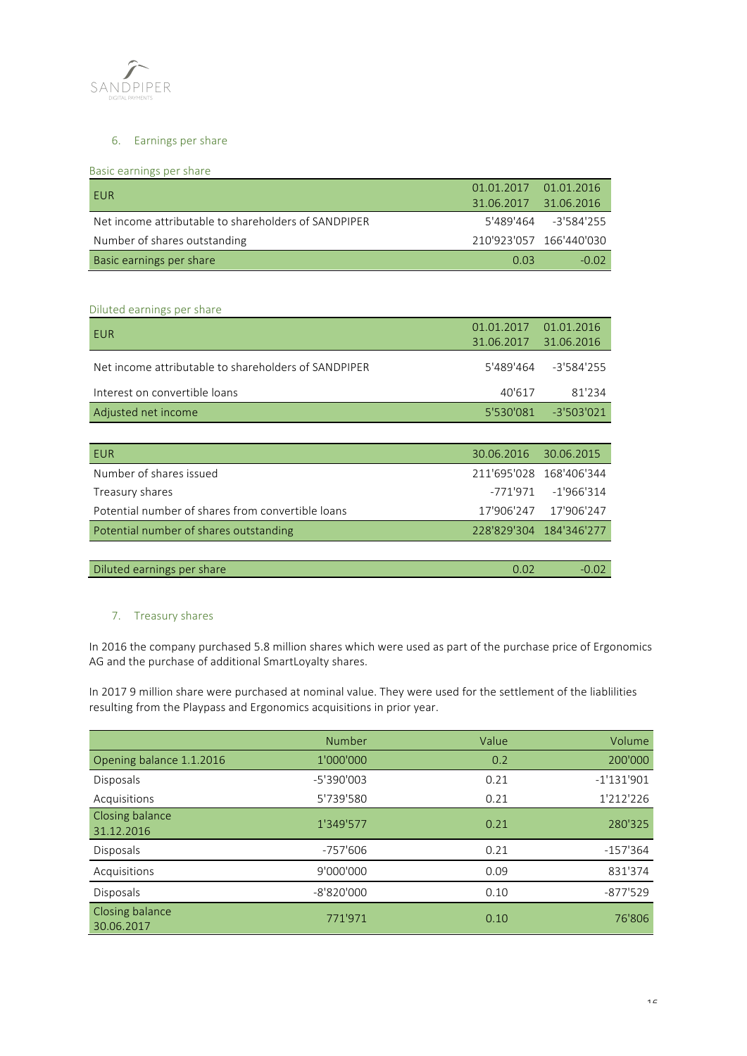## 6. Earnings per share

### Basic earnings per share

| EUR | 01.01.2017 31.06.2017 | 01.01.2016 31.06.2016 |
|---|---|---|
| Net income attributable to shareholders of SANDPIPER | 5'489'464 | -3'584'255 |
| Number of shares outstanding | 210'923'057 | 166'440'030 |
| Basic earnings per share | 0.03 | -0.02 |

### Diluted earnings per share

| EUR | 01.01.2017 31.06.2017 | 01.01.2016 31.06.2016 |
|---|---|---|
| Net income attributable to shareholders of SANDPIPER | 5'489'464 | -3'584'255 |
| Interest on convertible loans | 40'617 | 81'234 |
| Adjusted net income | 5'530'081 | -3'503'021 |

| EUR | 30.06.2016 | 30.06.2015 |
|---|---|---|
| Number of shares issued | 211'695'028 | 168'406'344 |
| Treasury shares | -771'971 | -1'966'314 |
| Potential number of shares from convertible loans | 17'906'247 | 17'906'247 |
| Potential number of shares outstanding | 228'829'304 | 184'346'277 |
| | | |
| Diluted earnings per share | 0.02 | -0.02 |

## 7. Treasury shares

In 2016 the company purchased 5.8 million shares which were used as part of the purchase price of Ergonomics AG and the purchase of additional SmartLoyalty shares.

In 2017 9 million share were purchased at nominal value. They were used for the settlement of the liablilities resulting from the Playpass and Ergonomics acquisitions in prior year.

| | Number | Value | Volume |
|---|---|---|---|
| Opening balance 1.1.2016 | 1'000'000 | 0.2 | 200'000 |
| Disposals | -5'390'003 | 0.21 | -1'131'901 |
| Acquisitions | 5'739'580 | 0.21 | 1'212'226 |
| Closing balance 31.12.2016 | 1'349'577 | 0.21 | 280'325 |
| Disposals | -757'606 | 0.21 | -157'364 |
| Acquisitions | 9'000'000 | 0.09 | 831'374 |
| Disposals | -8'820'000 | 0.10 | -877'529 |
| Closing balance 30.06.2017 | 771'971 | 0.10 | 76'806 |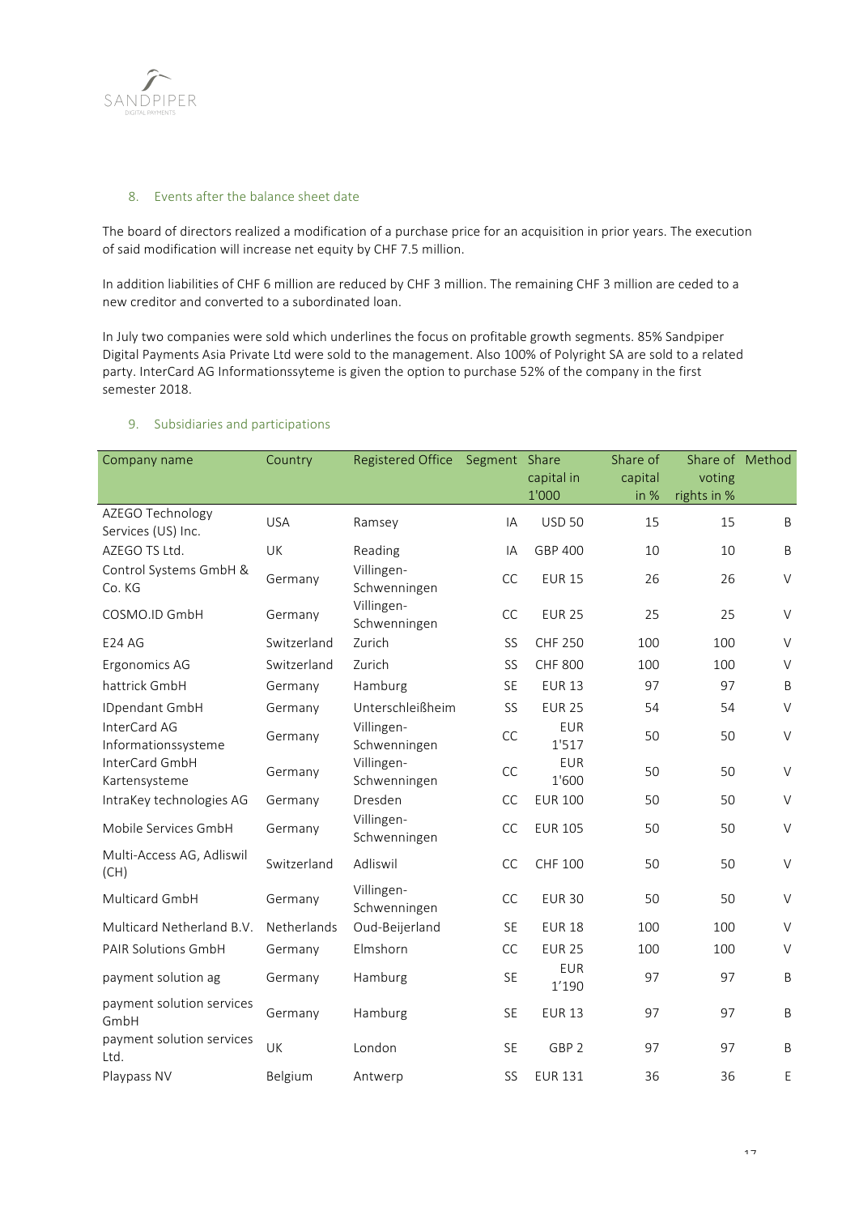## 8. Events after the balance sheet date

The board of directors realized a modification of a purchase price for an acquisition in prior years. The execution of said modification will increase net equity by CHF 7.5 million.

In addition liabilities of CHF 6 million are reduced by CHF 3 million. The remaining CHF 3 million are ceded to a new creditor and converted to a subordinated loan.

In July two companies were sold which underlines the focus on profitable growth segments. 85% Sandpiper Digital Payments Asia Private Ltd were sold to the management. Also 100% of Polyright SA are sold to a related party. InterCard AG Informationssyteme is given the option to purchase 52% of the company in the first semester 2018.

## 9. Subsidiaries and participations

| Company name | Country | Registered Office | Segment | Share capital in 1'000 | Share of capital in % | Share of voting rights in % | Method |
|---|---|---|---|---|---|---|---|
| AZEGO Technology Services (US) Inc. | USA | Ramsey | IA | USD 50 | 15 | 15 | B |
| AZEGO TS Ltd. | UK | Reading | IA | GBP 400 | 10 | 10 | B |
| Control Systems GmbH & Co. KG | Germany | Villingen-Schwenningen | CC | EUR 15 | 26 | 26 | V |
| COSMO.ID GmbH | Germany | Villingen-Schwenningen | CC | EUR 25 | 25 | 25 | V |
| E24 AG | Switzerland | Zurich | SS | CHF 250 | 100 | 100 | V |
| Ergonomics AG | Switzerland | Zurich | SS | CHF 800 | 100 | 100 | V |
| hattrick GmbH | Germany | Hamburg | SE | EUR 13 | 97 | 97 | B |
| IDpendant GmbH | Germany | Unterschleißheim | SS | EUR 25 | 54 | 54 | V |
| InterCard AG Informationssysteme | Germany | Villingen-Schwenningen | CC | EUR 1'517 | 50 | 50 | V |
| InterCard GmbH Kartensysteme | Germany | Villingen-Schwenningen | CC | EUR 1'600 | 50 | 50 | V |
| IntraKey technologies AG | Germany | Dresden | CC | EUR 100 | 50 | 50 | V |
| Mobile Services GmbH | Germany | Villingen-Schwenningen | CC | EUR 105 | 50 | 50 | V |
| Multi-Access AG, Adliswil (CH) | Switzerland | Adliswil | CC | CHF 100 | 50 | 50 | V |
| Multicard GmbH | Germany | Villingen-Schwenningen | CC | EUR 30 | 50 | 50 | V |
| Multicard Netherland B.V. | Netherlands | Oud-Beijerland | SE | EUR 18 | 100 | 100 | V |
| PAIR Solutions GmbH | Germany | Elmshorn | CC | EUR 25 | 100 | 100 | V |
| payment solution ag | Germany | Hamburg | SE | EUR 1'190 | 97 | 97 | B |
| payment solution services GmbH | Germany | Hamburg | SE | EUR 13 | 97 | 97 | B |
| payment solution services Ltd. | UK | London | SE | GBP 2 | 97 | 97 | B |
| Playpass NV | Belgium | Antwerp | SS | EUR 131 | 36 | 36 | E |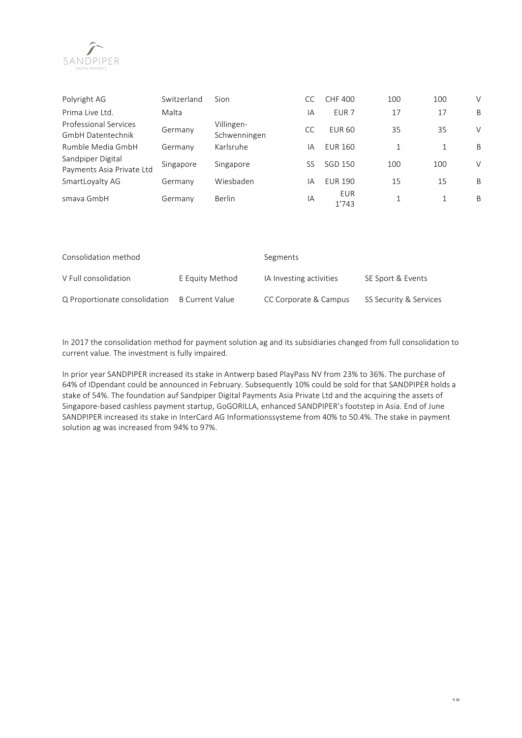| | | | | | | | |
|---|---|---|---|---|---|---|---|
| Polyright AG | Switzerland | Sion | CC | CHF 400 | 100 | 100 | V |
| Prima Live Ltd. | Malta | | IA | EUR 7 | 17 | 17 | B |
| Professional Services GmbH Datentechnik | Germany | Villingen-Schwenningen | CC | EUR 60 | 35 | 35 | V |
| Rumble Media GmbH | Germany | Karlsruhe | IA | EUR 160 | 1 | 1 | B |
| Sandpiper Digital Payments Asia Private Ltd | Singapore | Singapore | SS | SGD 150 | 100 | 100 | V |
| SmartLoyalty AG | Germany | Wiesbaden | IA | EUR 190 | 15 | 15 | B |
| smava GmbH | Germany | Berlin | IA | EUR 1'743 | 1 | 1 | B |

| Consolidation method | | Segments | |
|---|---|---|---|
| V Full consolidation | E Equity Method | IA Investing activities | SE Sport & Events |
| Q Proportionate consolidation | B Current Value | CC Corporate & Campus | SS Security & Services |

In 2017 the consolidation method for payment solution ag and its subsidiaries changed from full consolidation to current value. The investment is fully impaired.

In prior year SANDPIPER increased its stake in Antwerp based PlayPass NV from 23% to 36%. The purchase of 64% of IDpendant could be announced in February. Subsequently 10% could be sold for that SANDPIPER holds a stake of 54%. The foundation auf Sandpiper Digital Payments Asia Private Ltd and the acquiring the assets of Singapore-based cashless payment startup, GoGORILLA, enhanced SANDPIPER's footstep in Asia. End of June SANDPIPER increased its stake in InterCard AG Informationssysteme from 40% to 50.4%. The stake in payment solution ag was increased from 94% to 97%.